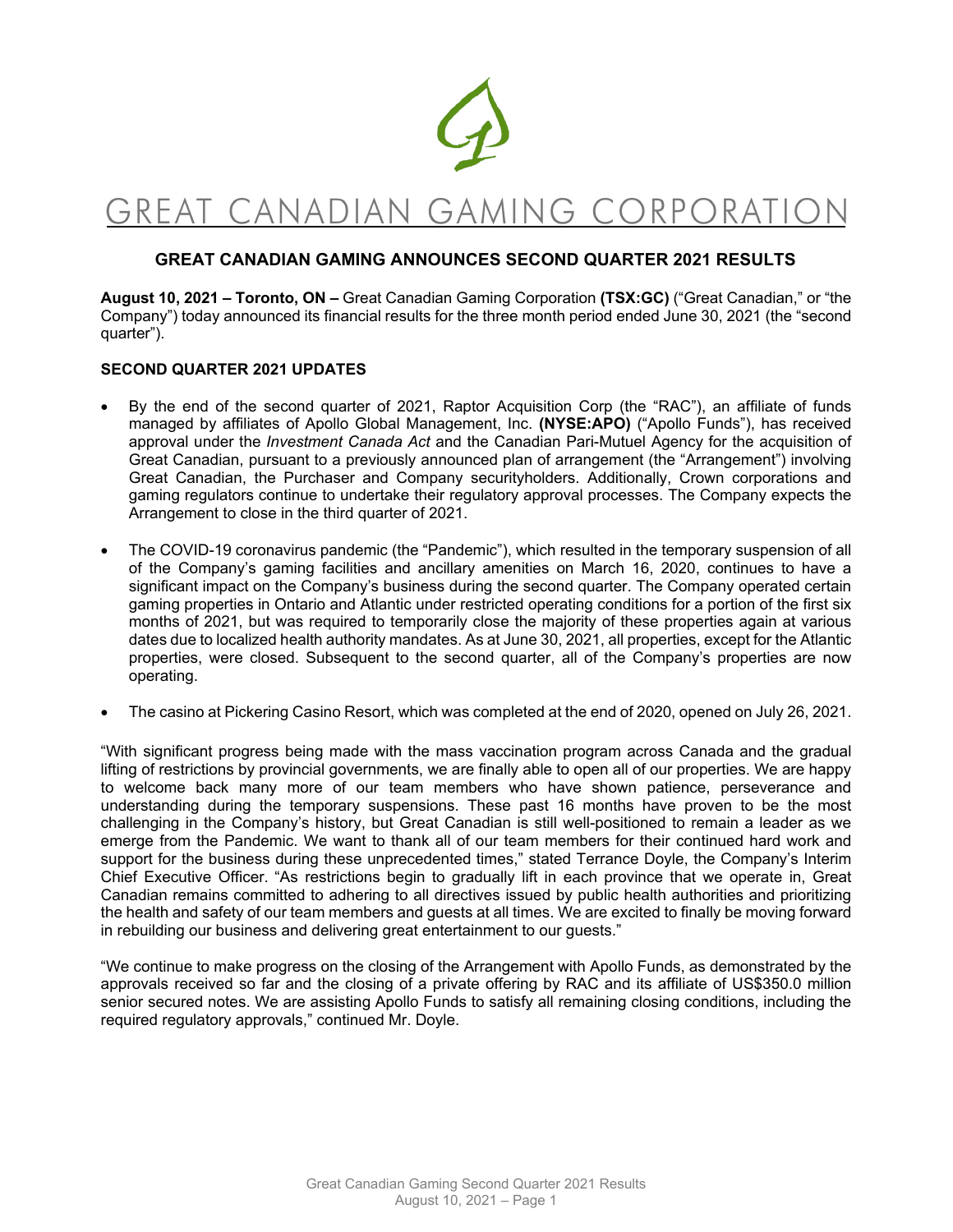# GREAT CANADIAN GAMING CORPORATION

## GREAT CANADIAN GAMING ANNOUNCES SECOND QUARTER 2021 RESULTS

**August 10, 2021 – Toronto, ON –** Great Canadian Gaming Corporation **(TSX:GC)** ("Great Canadian," or "the Company") today announced its financial results for the three month period ended June 30, 2021 (the "second quarter").

### SECOND QUARTER 2021 UPDATES

- By the end of the second quarter of 2021, Raptor Acquisition Corp (the "RAC"), an affiliate of funds managed by affiliates of Apollo Global Management, Inc. **(NYSE:APO)** ("Apollo Funds"), has received approval under the *Investment Canada Act* and the Canadian Pari-Mutuel Agency for the acquisition of Great Canadian, pursuant to a previously announced plan of arrangement (the "Arrangement") involving Great Canadian, the Purchaser and Company securityholders. Additionally, Crown corporations and gaming regulators continue to undertake their regulatory approval processes. The Company expects the Arrangement to close in the third quarter of 2021.
- The COVID-19 coronavirus pandemic (the "Pandemic"), which resulted in the temporary suspension of all of the Company's gaming facilities and ancillary amenities on March 16, 2020, continues to have a significant impact on the Company's business during the second quarter. The Company operated certain gaming properties in Ontario and Atlantic under restricted operating conditions for a portion of the first six months of 2021, but was required to temporarily close the majority of these properties again at various dates due to localized health authority mandates. As at June 30, 2021, all properties, except for the Atlantic properties, were closed. Subsequent to the second quarter, all of the Company's properties are now operating.
- The casino at Pickering Casino Resort, which was completed at the end of 2020, opened on July 26, 2021.

"With significant progress being made with the mass vaccination program across Canada and the gradual lifting of restrictions by provincial governments, we are finally able to open all of our properties. We are happy to welcome back many more of our team members who have shown patience, perseverance and understanding during the temporary suspensions. These past 16 months have proven to be the most challenging in the Company's history, but Great Canadian is still well-positioned to remain a leader as we emerge from the Pandemic. We want to thank all of our team members for their continued hard work and support for the business during these unprecedented times," stated Terrance Doyle, the Company's Interim Chief Executive Officer. "As restrictions begin to gradually lift in each province that we operate in, Great Canadian remains committed to adhering to all directives issued by public health authorities and prioritizing the health and safety of our team members and guests at all times. We are excited to finally be moving forward in rebuilding our business and delivering great entertainment to our guests."

"We continue to make progress on the closing of the Arrangement with Apollo Funds, as demonstrated by the approvals received so far and the closing of a private offering by RAC and its affiliate of US$350.0 million senior secured notes. We are assisting Apollo Funds to satisfy all remaining closing conditions, including the required regulatory approvals," continued Mr. Doyle.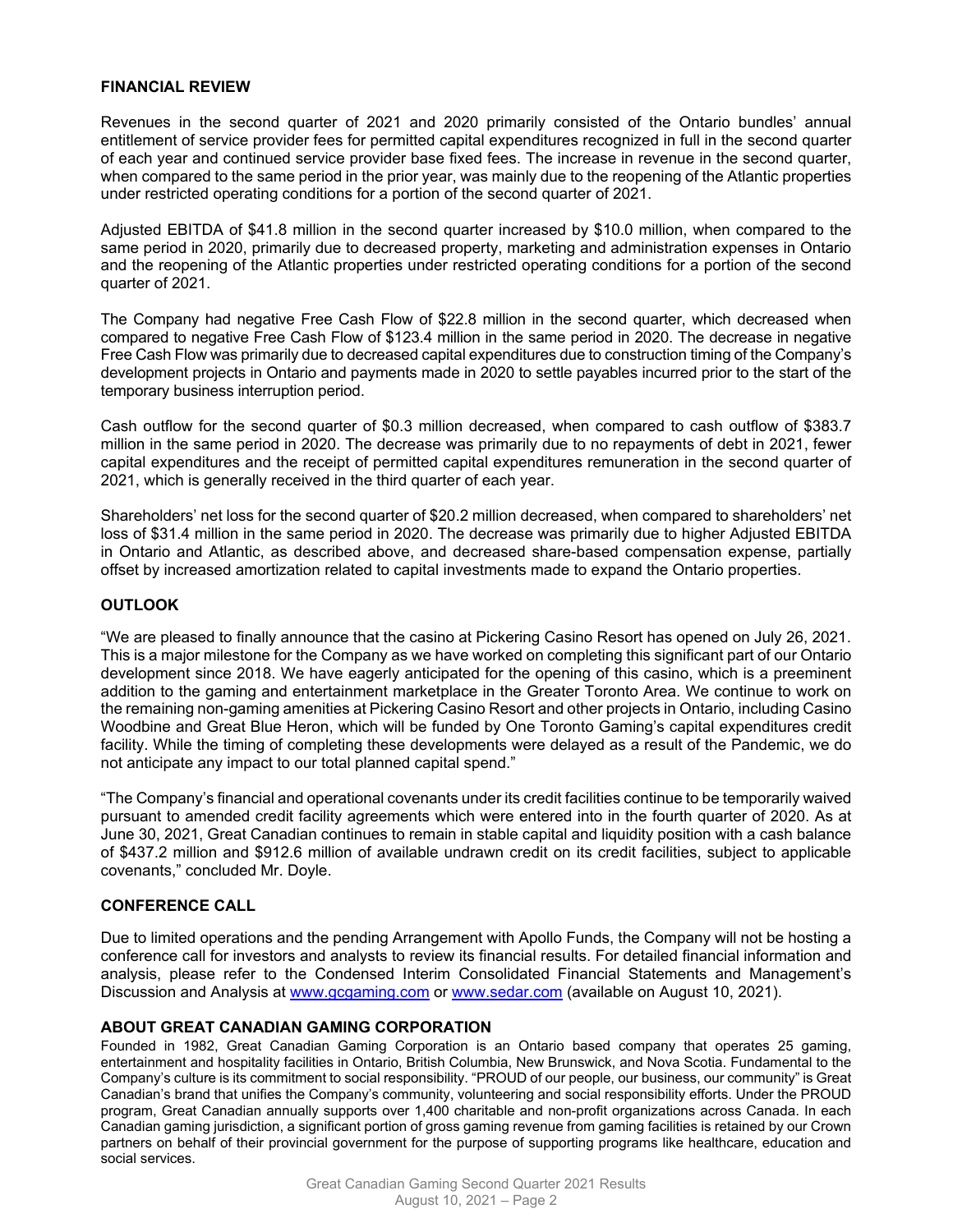## FINANCIAL REVIEW

Revenues in the second quarter of 2021 and 2020 primarily consisted of the Ontario bundles' annual entitlement of service provider fees for permitted capital expenditures recognized in full in the second quarter of each year and continued service provider base fixed fees. The increase in revenue in the second quarter, when compared to the same period in the prior year, was mainly due to the reopening of the Atlantic properties under restricted operating conditions for a portion of the second quarter of 2021.

Adjusted EBITDA of $41.8 million in the second quarter increased by $10.0 million, when compared to the same period in 2020, primarily due to decreased property, marketing and administration expenses in Ontario and the reopening of the Atlantic properties under restricted operating conditions for a portion of the second quarter of 2021.

The Company had negative Free Cash Flow of $22.8 million in the second quarter, which decreased when compared to negative Free Cash Flow of $123.4 million in the same period in 2020. The decrease in negative Free Cash Flow was primarily due to decreased capital expenditures due to construction timing of the Company's development projects in Ontario and payments made in 2020 to settle payables incurred prior to the start of the temporary business interruption period.

Cash outflow for the second quarter of $0.3 million decreased, when compared to cash outflow of $383.7 million in the same period in 2020. The decrease was primarily due to no repayments of debt in 2021, fewer capital expenditures and the receipt of permitted capital expenditures remuneration in the second quarter of 2021, which is generally received in the third quarter of each year.

Shareholders' net loss for the second quarter of $20.2 million decreased, when compared to shareholders' net loss of $31.4 million in the same period in 2020. The decrease was primarily due to higher Adjusted EBITDA in Ontario and Atlantic, as described above, and decreased share-based compensation expense, partially offset by increased amortization related to capital investments made to expand the Ontario properties.

## OUTLOOK

"We are pleased to finally announce that the casino at Pickering Casino Resort has opened on July 26, 2021. This is a major milestone for the Company as we have worked on completing this significant part of our Ontario development since 2018. We have eagerly anticipated for the opening of this casino, which is a preeminent addition to the gaming and entertainment marketplace in the Greater Toronto Area. We continue to work on the remaining non-gaming amenities at Pickering Casino Resort and other projects in Ontario, including Casino Woodbine and Great Blue Heron, which will be funded by One Toronto Gaming's capital expenditures credit facility. While the timing of completing these developments were delayed as a result of the Pandemic, we do not anticipate any impact to our total planned capital spend."

"The Company's financial and operational covenants under its credit facilities continue to be temporarily waived pursuant to amended credit facility agreements which were entered into in the fourth quarter of 2020. As at June 30, 2021, Great Canadian continues to remain in stable capital and liquidity position with a cash balance of $437.2 million and $912.6 million of available undrawn credit on its credit facilities, subject to applicable covenants," concluded Mr. Doyle.

## CONFERENCE CALL

Due to limited operations and the pending Arrangement with Apollo Funds, the Company will not be hosting a conference call for investors and analysts to review its financial results. For detailed financial information and analysis, please refer to the Condensed Interim Consolidated Financial Statements and Management's Discussion and Analysis at www.gcgaming.com or www.sedar.com (available on August 10, 2021).

## ABOUT GREAT CANADIAN GAMING CORPORATION

Founded in 1982, Great Canadian Gaming Corporation is an Ontario based company that operates 25 gaming, entertainment and hospitality facilities in Ontario, British Columbia, New Brunswick, and Nova Scotia. Fundamental to the Company's culture is its commitment to social responsibility. "PROUD of our people, our business, our community" is Great Canadian's brand that unifies the Company's community, volunteering and social responsibility efforts. Under the PROUD program, Great Canadian annually supports over 1,400 charitable and non-profit organizations across Canada. In each Canadian gaming jurisdiction, a significant portion of gross gaming revenue from gaming facilities is retained by our Crown partners on behalf of their provincial government for the purpose of supporting programs like healthcare, education and social services.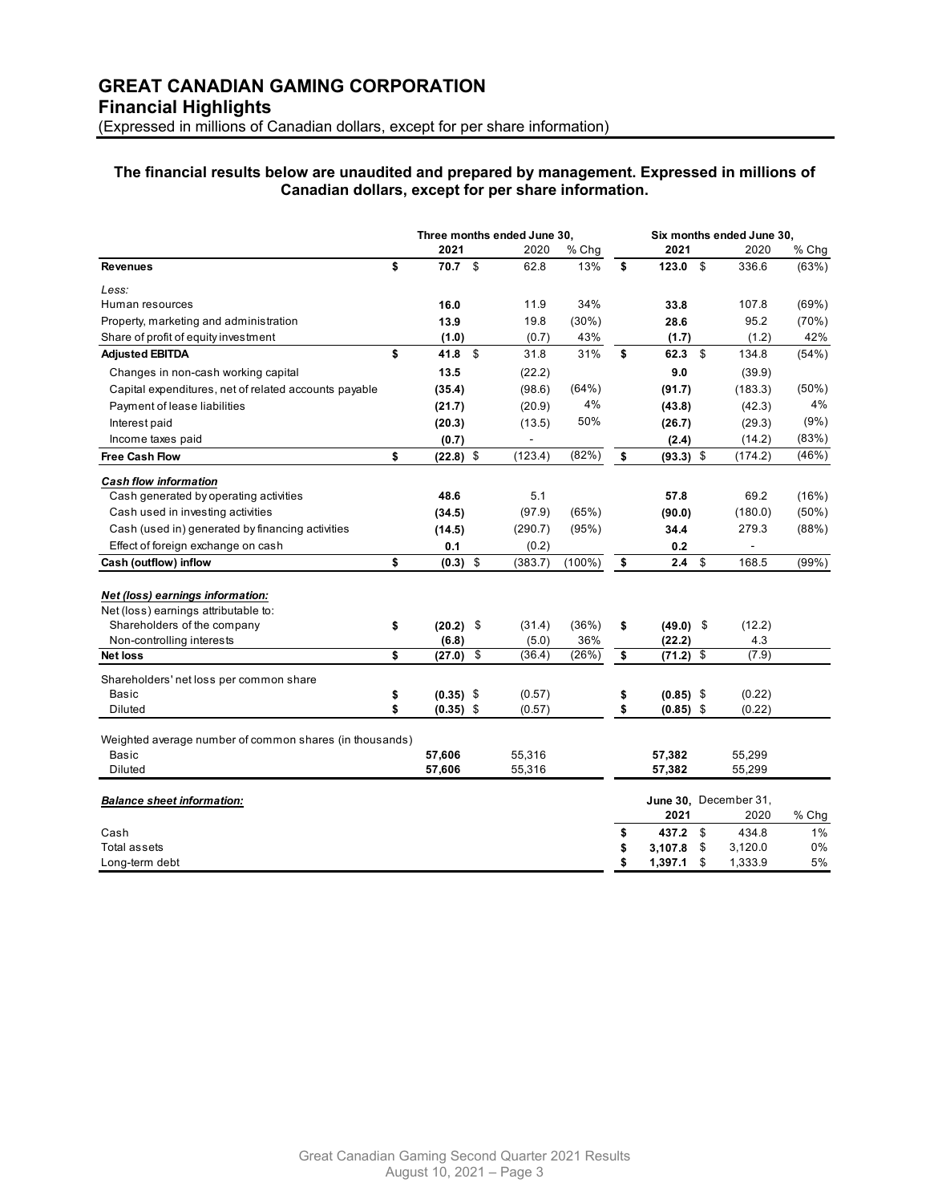# GREAT CANADIAN GAMING CORPORATION

## Financial Highlights

(Expressed in millions of Canadian dollars, except for per share information)

**The financial results below are unaudited and prepared by management. Expressed in millions of Canadian dollars, except for per share information.**

| | Three months ended June 30, | | | Six months ended June 30, | | |
|---|---|---|---|---|---|---|
| | **2021** | 2020 | % Chg | **2021** | 2020 | % Chg |
| **Revenues** | **$ 70.7** | $ 62.8 | 13% | **$ 123.0** | $ 336.6 | (63%) |
| *Less:* | | | | | | |
| Human resources | **16.0** | 11.9 | 34% | **33.8** | 107.8 | (69%) |
| Property, marketing and administration | **13.9** | 19.8 | (30%) | **28.6** | 95.2 | (70%) |
| Share of profit of equity investment | **(1.0)** | (0.7) | 43% | **(1.7)** | (1.2) | 42% |
| **Adjusted EBITDA** | **$ 41.8** | $ 31.8 | 31% | **$ 62.3** | $ 134.8 | (54%) |
| Changes in non-cash working capital | **13.5** | (22.2) | | **9.0** | (39.9) | |
| Capital expenditures, net of related accounts payable | **(35.4)** | (98.6) | (64%) | **(91.7)** | (183.3) | (50%) |
| Payment of lease liabilities | **(21.7)** | (20.9) | 4% | **(43.8)** | (42.3) | 4% |
| Interest paid | **(20.3)** | (13.5) | 50% | **(26.7)** | (29.3) | (9%) |
| Income taxes paid | **(0.7)** | - | | **(2.4)** | (14.2) | (83%) |
| **Free Cash Flow** | **$ (22.8)** | $ (123.4) | (82%) | **$ (93.3)** | $ (174.2) | (46%) |
| ***Cash flow information*** | | | | | | |
| Cash generated by operating activities | **48.6** | 5.1 | | **57.8** | 69.2 | (16%) |
| Cash used in investing activities | **(34.5)** | (97.9) | (65%) | **(90.0)** | (180.0) | (50%) |
| Cash (used in) generated by financing activities | **(14.5)** | (290.7) | (95%) | **34.4** | 279.3 | (88%) |
| Effect of foreign exchange on cash | **0.1** | (0.2) | | **0.2** | - | |
| **Cash (outflow) inflow** | **$ (0.3)** | $ (383.7) | (100%) | **$ 2.4** | $ 168.5 | (99%) |
| ***Net (loss) earnings information:*** | | | | | | |
| Net (loss) earnings attributable to: | | | | | | |
| Shareholders of the company | **$ (20.2)** | $ (31.4) | (36%) | **$ (49.0)** | $ (12.2) | |
| Non-controlling interests | **(6.8)** | (5.0) | 36% | **(22.2)** | 4.3 | |
| **Net loss** | **$ (27.0)** | $ (36.4) | (26%) | **$ (71.2)** | $ (7.9) | |
| Shareholders' net loss per common share | | | | | | |
| Basic | **$ (0.35)** | $ (0.57) | | **$ (0.85)** | $ (0.22) | |
| Diluted | **$ (0.35)** | $ (0.57) | | **$ (0.85)** | $ (0.22) | |
| Weighted average number of common shares (in thousands) | | | | | | |
| Basic | **57,606** | 55,316 | | **57,382** | 55,299 | |
| Diluted | **57,606** | 55,316 | | **57,382** | 55,299 | |

| ***Balance sheet information:*** | **June 30, 2021** | December 31, 2020 | % Chg |
|---|---|---|---|
| Cash | **$ 437.2** | $ 434.8 | 1% |
| Total assets | **$ 3,107.8** | $ 3,120.0 | 0% |
| Long-term debt | **$ 1,397.1** | $ 1,333.9 | 5% |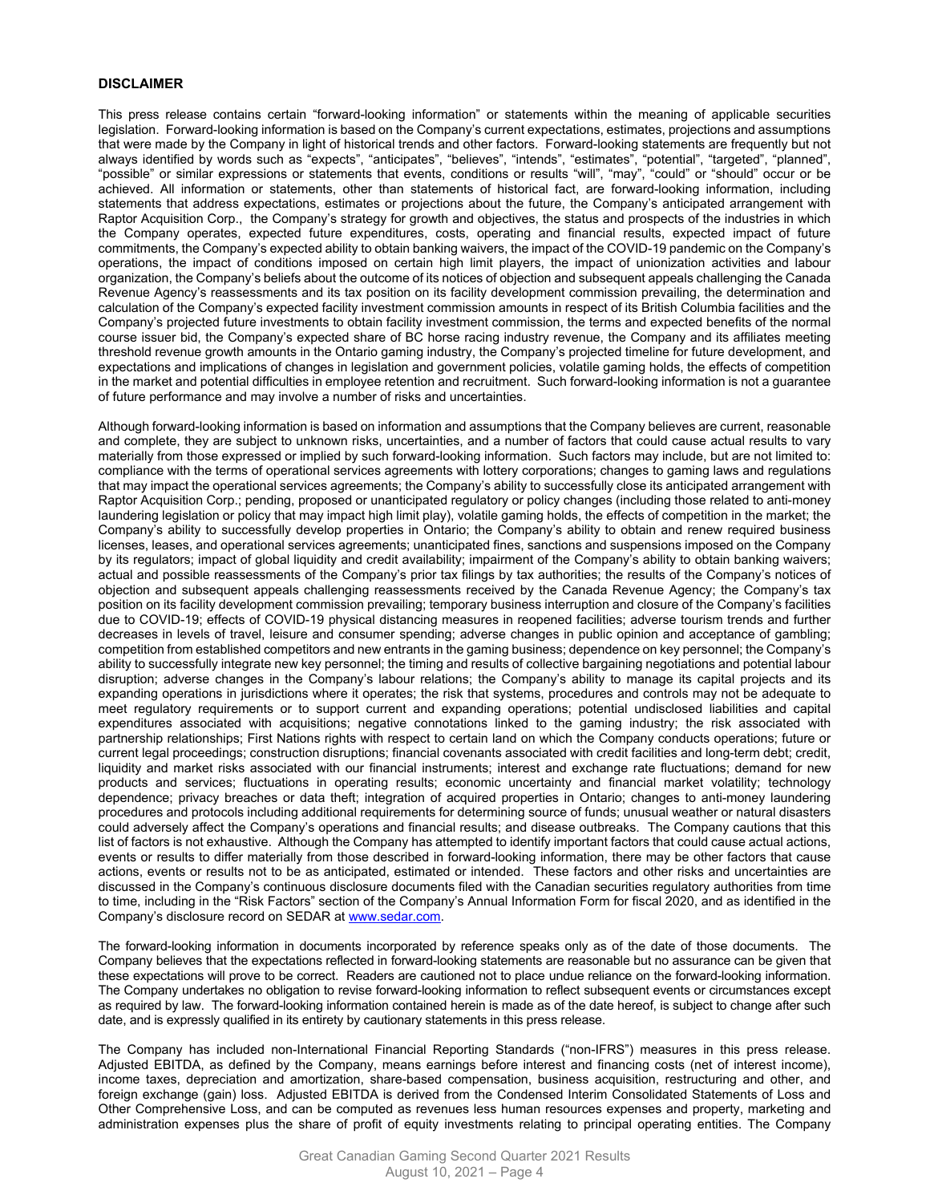**DISCLAIMER**

This press release contains certain "forward-looking information" or statements within the meaning of applicable securities legislation. Forward-looking information is based on the Company's current expectations, estimates, projections and assumptions that were made by the Company in light of historical trends and other factors. Forward-looking statements are frequently but not always identified by words such as "expects", "anticipates", "believes", "intends", "estimates", "potential", "targeted", "planned", "possible" or similar expressions or statements that events, conditions or results "will", "may", "could" or "should" occur or be achieved. All information or statements, other than statements of historical fact, are forward-looking information, including statements that address expectations, estimates or projections about the future, the Company's anticipated arrangement with Raptor Acquisition Corp., the Company's strategy for growth and objectives, the status and prospects of the industries in which the Company operates, expected future expenditures, costs, operating and financial results, expected impact of future commitments, the Company's expected ability to obtain banking waivers, the impact of the COVID-19 pandemic on the Company's operations, the impact of conditions imposed on certain high limit players, the impact of unionization activities and labour organization, the Company's beliefs about the outcome of its notices of objection and subsequent appeals challenging the Canada Revenue Agency's reassessments and its tax position on its facility development commission prevailing, the determination and calculation of the Company's expected facility investment commission amounts in respect of its British Columbia facilities and the Company's projected future investments to obtain facility investment commission, the terms and expected benefits of the normal course issuer bid, the Company's expected share of BC horse racing industry revenue, the Company and its affiliates meeting threshold revenue growth amounts in the Ontario gaming industry, the Company's projected timeline for future development, and expectations and implications of changes in legislation and government policies, volatile gaming holds, the effects of competition in the market and potential difficulties in employee retention and recruitment. Such forward-looking information is not a guarantee of future performance and may involve a number of risks and uncertainties.

Although forward-looking information is based on information and assumptions that the Company believes are current, reasonable and complete, they are subject to unknown risks, uncertainties, and a number of factors that could cause actual results to vary materially from those expressed or implied by such forward-looking information. Such factors may include, but are not limited to: compliance with the terms of operational services agreements with lottery corporations; changes to gaming laws and regulations that may impact the operational services agreements; the Company's ability to successfully close its anticipated arrangement with Raptor Acquisition Corp.; pending, proposed or unanticipated regulatory or policy changes (including those related to anti-money laundering legislation or policy that may impact high limit play), volatile gaming holds, the effects of competition in the market; the Company's ability to successfully develop properties in Ontario; the Company's ability to obtain and renew required business licenses, leases, and operational services agreements; unanticipated fines, sanctions and suspensions imposed on the Company by its regulators; impact of global liquidity and credit availability; impairment of the Company's ability to obtain banking waivers; actual and possible reassessments of the Company's prior tax filings by tax authorities; the results of the Company's notices of objection and subsequent appeals challenging reassessments received by the Canada Revenue Agency; the Company's tax position on its facility development commission prevailing; temporary business interruption and closure of the Company's facilities due to COVID-19; effects of COVID-19 physical distancing measures in reopened facilities; adverse tourism trends and further decreases in levels of travel, leisure and consumer spending; adverse changes in public opinion and acceptance of gambling; competition from established competitors and new entrants in the gaming business; dependence on key personnel; the Company's ability to successfully integrate new key personnel; the timing and results of collective bargaining negotiations and potential labour disruption; adverse changes in the Company's labour relations; the Company's ability to manage its capital projects and its expanding operations in jurisdictions where it operates; the risk that systems, procedures and controls may not be adequate to meet regulatory requirements or to support current and expanding operations; potential undisclosed liabilities and capital expenditures associated with acquisitions; negative connotations linked to the gaming industry; the risk associated with partnership relationships; First Nations rights with respect to certain land on which the Company conducts operations; future or current legal proceedings; construction disruptions; financial covenants associated with credit facilities and long-term debt; credit, liquidity and market risks associated with our financial instruments; interest and exchange rate fluctuations; demand for new products and services; fluctuations in operating results; economic uncertainty and financial market volatility; technology dependence; privacy breaches or data theft; integration of acquired properties in Ontario; changes to anti-money laundering procedures and protocols including additional requirements for determining source of funds; unusual weather or natural disasters could adversely affect the Company's operations and financial results; and disease outbreaks. The Company cautions that this list of factors is not exhaustive. Although the Company has attempted to identify important factors that could cause actual actions, events or results to differ materially from those described in forward-looking information, there may be other factors that cause actions, events or results not to be as anticipated, estimated or intended. These factors and other risks and uncertainties are discussed in the Company's continuous disclosure documents filed with the Canadian securities regulatory authorities from time to time, including in the "Risk Factors" section of the Company's Annual Information Form for fiscal 2020, and as identified in the Company's disclosure record on SEDAR at www.sedar.com.

The forward-looking information in documents incorporated by reference speaks only as of the date of those documents. The Company believes that the expectations reflected in forward-looking statements are reasonable but no assurance can be given that these expectations will prove to be correct. Readers are cautioned not to place undue reliance on the forward-looking information. The Company undertakes no obligation to revise forward-looking information to reflect subsequent events or circumstances except as required by law. The forward-looking information contained herein is made as of the date hereof, is subject to change after such date, and is expressly qualified in its entirety by cautionary statements in this press release.

The Company has included non-International Financial Reporting Standards ("non-IFRS") measures in this press release. Adjusted EBITDA, as defined by the Company, means earnings before interest and financing costs (net of interest income), income taxes, depreciation and amortization, share-based compensation, business acquisition, restructuring and other, and foreign exchange (gain) loss. Adjusted EBITDA is derived from the Condensed Interim Consolidated Statements of Loss and Other Comprehensive Loss, and can be computed as revenues less human resources expenses and property, marketing and administration expenses plus the share of profit of equity investments relating to principal operating entities. The Company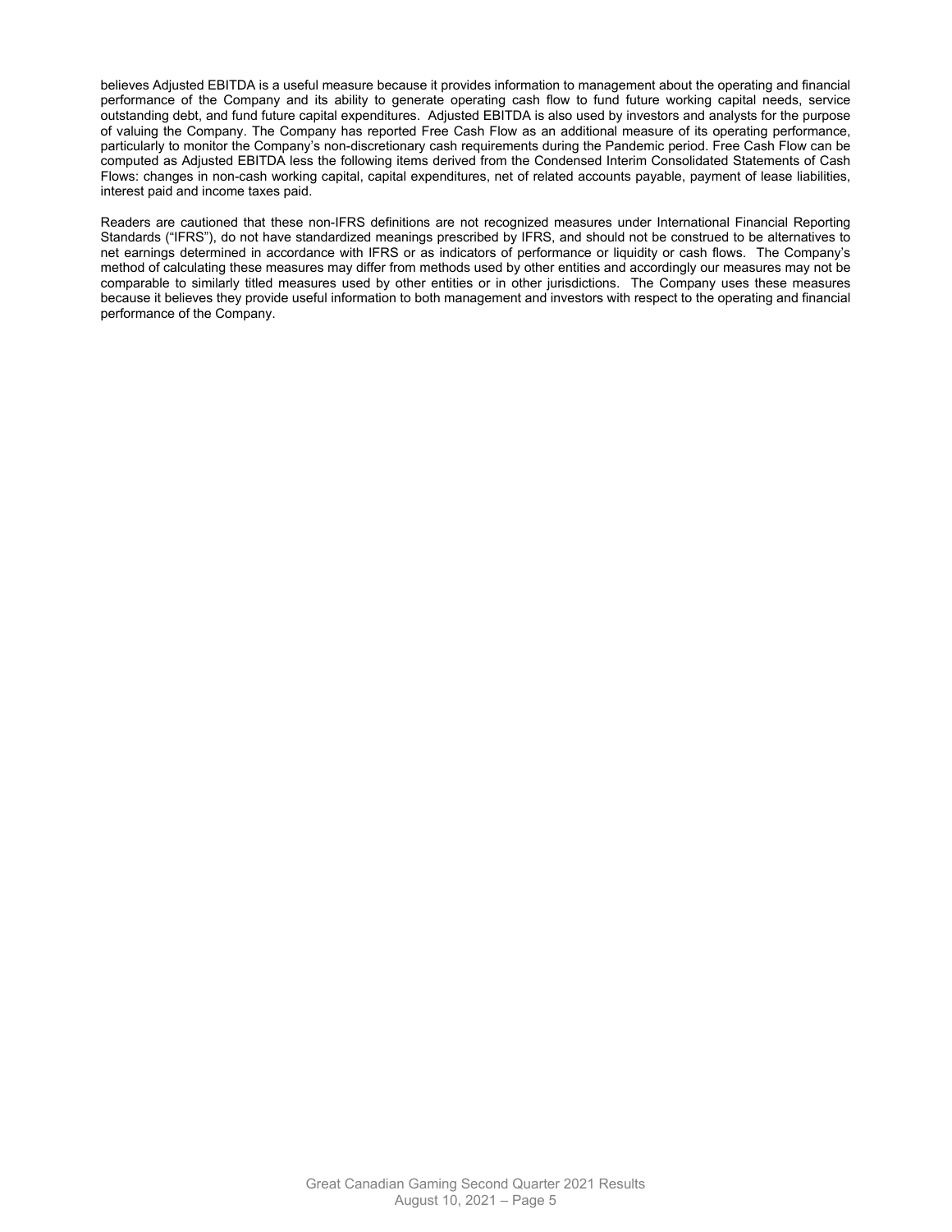believes Adjusted EBITDA is a useful measure because it provides information to management about the operating and financial performance of the Company and its ability to generate operating cash flow to fund future working capital needs, service outstanding debt, and fund future capital expenditures. Adjusted EBITDA is also used by investors and analysts for the purpose of valuing the Company. The Company has reported Free Cash Flow as an additional measure of its operating performance, particularly to monitor the Company's non-discretionary cash requirements during the Pandemic period. Free Cash Flow can be computed as Adjusted EBITDA less the following items derived from the Condensed Interim Consolidated Statements of Cash Flows: changes in non-cash working capital, capital expenditures, net of related accounts payable, payment of lease liabilities, interest paid and income taxes paid.

Readers are cautioned that these non-IFRS definitions are not recognized measures under International Financial Reporting Standards ("IFRS"), do not have standardized meanings prescribed by IFRS, and should not be construed to be alternatives to net earnings determined in accordance with IFRS or as indicators of performance or liquidity or cash flows. The Company's method of calculating these measures may differ from methods used by other entities and accordingly our measures may not be comparable to similarly titled measures used by other entities or in other jurisdictions. The Company uses these measures because it believes they provide useful information to both management and investors with respect to the operating and financial performance of the Company.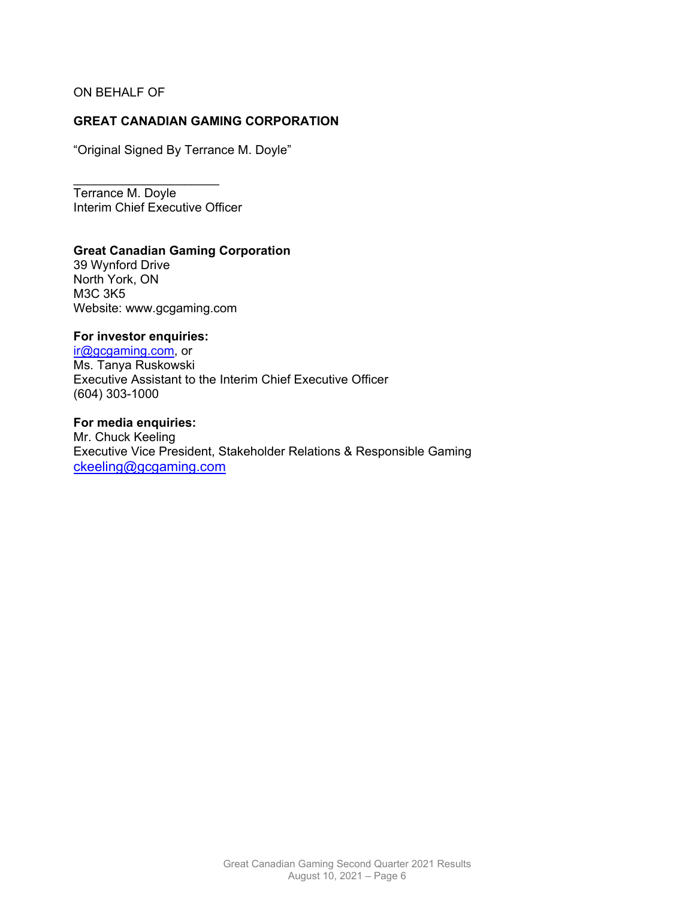ON BEHALF OF

**GREAT CANADIAN GAMING CORPORATION**

"Original Signed By Terrance M. Doyle"

\_\_\_\_\_\_\_\_\_\_\_\_\_\_\_\_\_\_\_\_\_\_

Terrance M. Doyle
Interim Chief Executive Officer

**Great Canadian Gaming Corporation**
39 Wynford Drive
North York, ON
M3C 3K5
Website: www.gcgaming.com

**For investor enquiries:**
ir@gcgaming.com, or
Ms. Tanya Ruskowski
Executive Assistant to the Interim Chief Executive Officer
(604) 303-1000

**For media enquiries:**
Mr. Chuck Keeling
Executive Vice President, Stakeholder Relations & Responsible Gaming
ckeeling@gcgaming.com